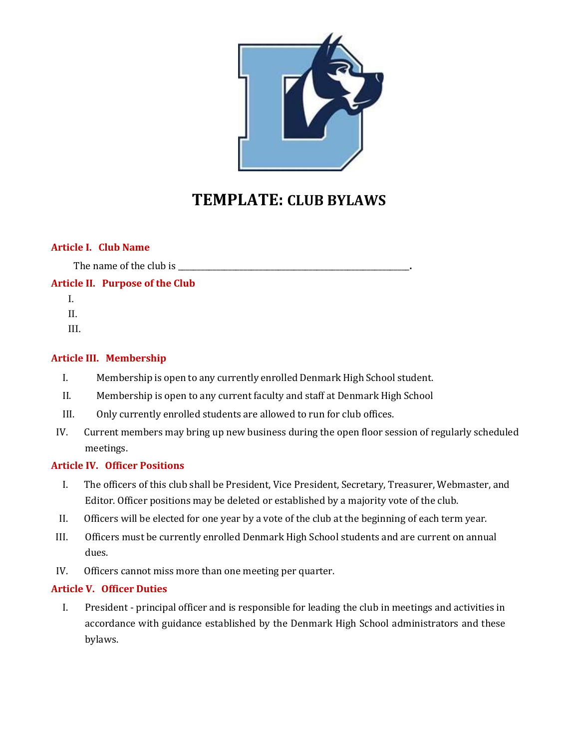# TEMPLATE: CLUB BYLAWS

### Article I. Club Name

The name of the club is \_\_\_\_\_\_\_\_\_\_\_\_\_\_\_\_\_\_\_\_\_\_\_\_\_\_\_\_\_\_\_\_\_\_\_\_\_\_\_\_\_\_\_\_\_\_\_\_\_\_\_\_.

### Article II. Purpose of the Club

I.

II.

III.

### Article III. Membership

I. Membership is open to any currently enrolled Denmark High School student.

II. Membership is open to any current faculty and staff at Denmark High School

III. Only currently enrolled students are allowed to run for club offices.

IV. Current members may bring up new business during the open floor session of regularly scheduled meetings.

### Article IV. Officer Positions

I. The officers of this club shall be President, Vice President, Secretary, Treasurer, Webmaster, and Editor. Officer positions may be deleted or established by a majority vote of the club.

II. Officers will be elected for one year by a vote of the club at the beginning of each term year.

III. Officers must be currently enrolled Denmark High School students and are current on annual dues.

IV. Officers cannot miss more than one meeting per quarter.

### Article V. Officer Duties

I. President - principal officer and is responsible for leading the club in meetings and activities in accordance with guidance established by the Denmark High School administrators and these bylaws.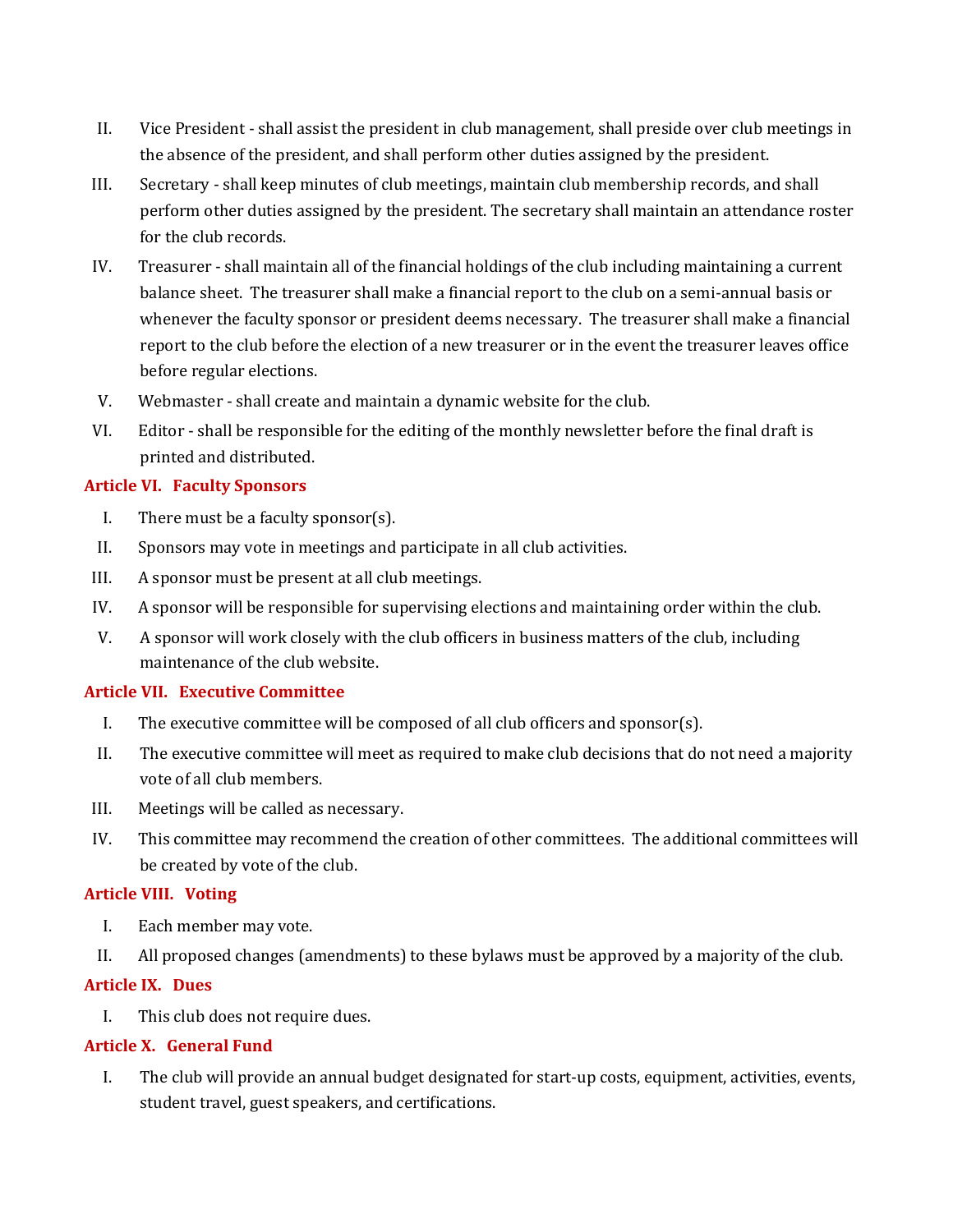II. Vice President - shall assist the president in club management, shall preside over club meetings in the absence of the president, and shall perform other duties assigned by the president.

III. Secretary - shall keep minutes of club meetings, maintain club membership records, and shall perform other duties assigned by the president. The secretary shall maintain an attendance roster for the club records.

IV. Treasurer - shall maintain all of the financial holdings of the club including maintaining a current balance sheet. The treasurer shall make a financial report to the club on a semi-annual basis or whenever the faculty sponsor or president deems necessary. The treasurer shall make a financial report to the club before the election of a new treasurer or in the event the treasurer leaves office before regular elections.

V. Webmaster - shall create and maintain a dynamic website for the club.

VI. Editor - shall be responsible for the editing of the monthly newsletter before the final draft is printed and distributed.

### Article VI. Faculty Sponsors

I. There must be a faculty sponsor(s).

II. Sponsors may vote in meetings and participate in all club activities.

III. A sponsor must be present at all club meetings.

IV. A sponsor will be responsible for supervising elections and maintaining order within the club.

V. A sponsor will work closely with the club officers in business matters of the club, including maintenance of the club website.

### Article VII. Executive Committee

I. The executive committee will be composed of all club officers and sponsor(s).

II. The executive committee will meet as required to make club decisions that do not need a majority vote of all club members.

III. Meetings will be called as necessary.

IV. This committee may recommend the creation of other committees. The additional committees will be created by vote of the club.

### Article VIII. Voting

I. Each member may vote.

II. All proposed changes (amendments) to these bylaws must be approved by a majority of the club.

### Article IX. Dues

I. This club does not require dues.

### Article X. General Fund

I. The club will provide an annual budget designated for start-up costs, equipment, activities, events, student travel, guest speakers, and certifications.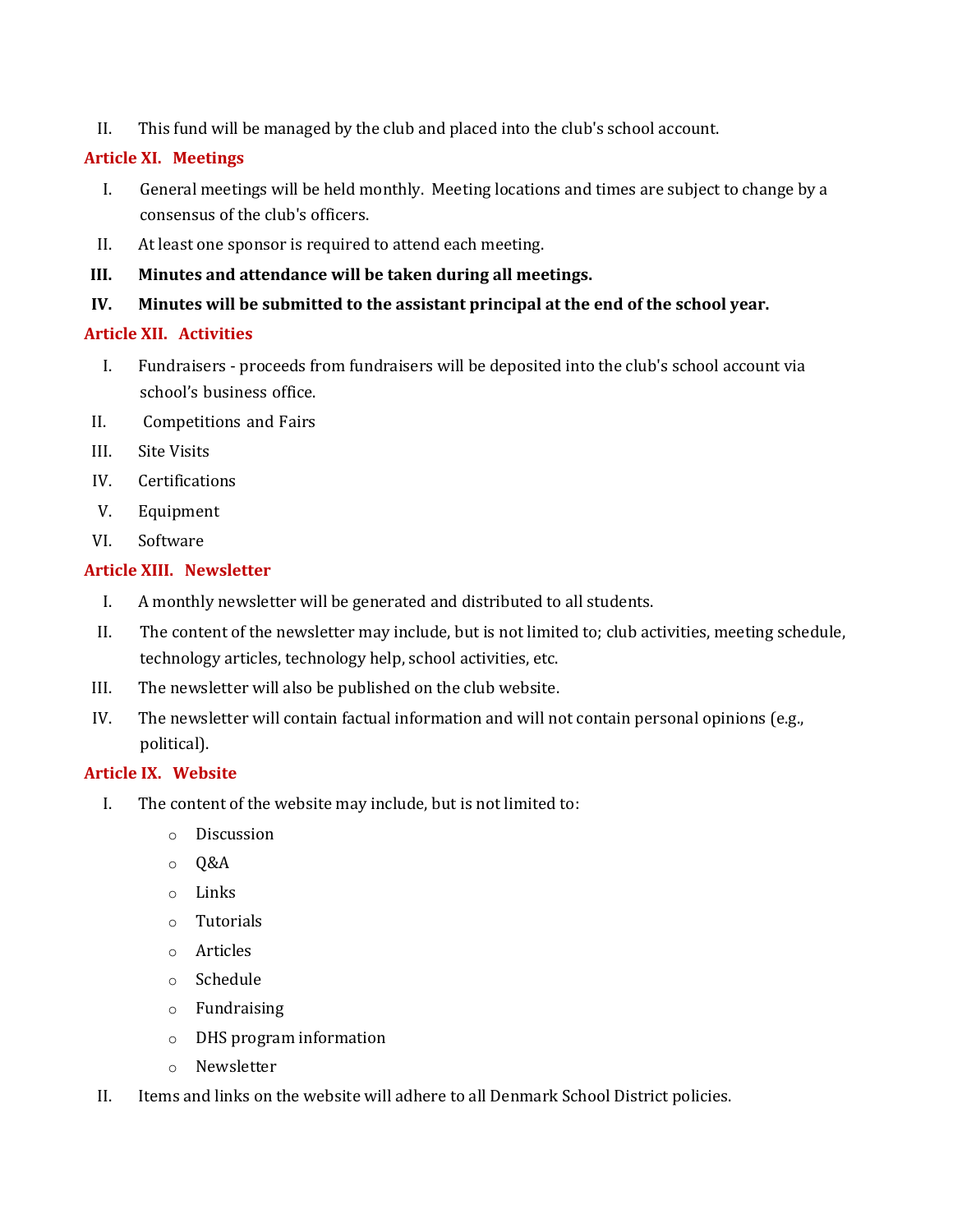II. This fund will be managed by the club and placed into the club's school account.

## Article XI. Meetings

I. General meetings will be held monthly. Meeting locations and times are subject to change by a consensus of the club's officers.

II. At least one sponsor is required to attend each meeting.

**III. Minutes and attendance will be taken during all meetings.**

**IV. Minutes will be submitted to the assistant principal at the end of the school year.**

## Article XII. Activities

I. Fundraisers - proceeds from fundraisers will be deposited into the club's school account via school's business office.

II. Competitions and Fairs

III. Site Visits

IV. Certifications

V. Equipment

VI. Software

## Article XIII. Newsletter

I. A monthly newsletter will be generated and distributed to all students.

II. The content of the newsletter may include, but is not limited to; club activities, meeting schedule, technology articles, technology help, school activities, etc.

III. The newsletter will also be published on the club website.

IV. The newsletter will contain factual information and will not contain personal opinions (e.g., political).

## Article IX. Website

I. The content of the website may include, but is not limited to:

- Discussion
- Q&A
- Links
- Tutorials
- Articles
- Schedule
- Fundraising
- DHS program information
- Newsletter

II. Items and links on the website will adhere to all Denmark School District policies.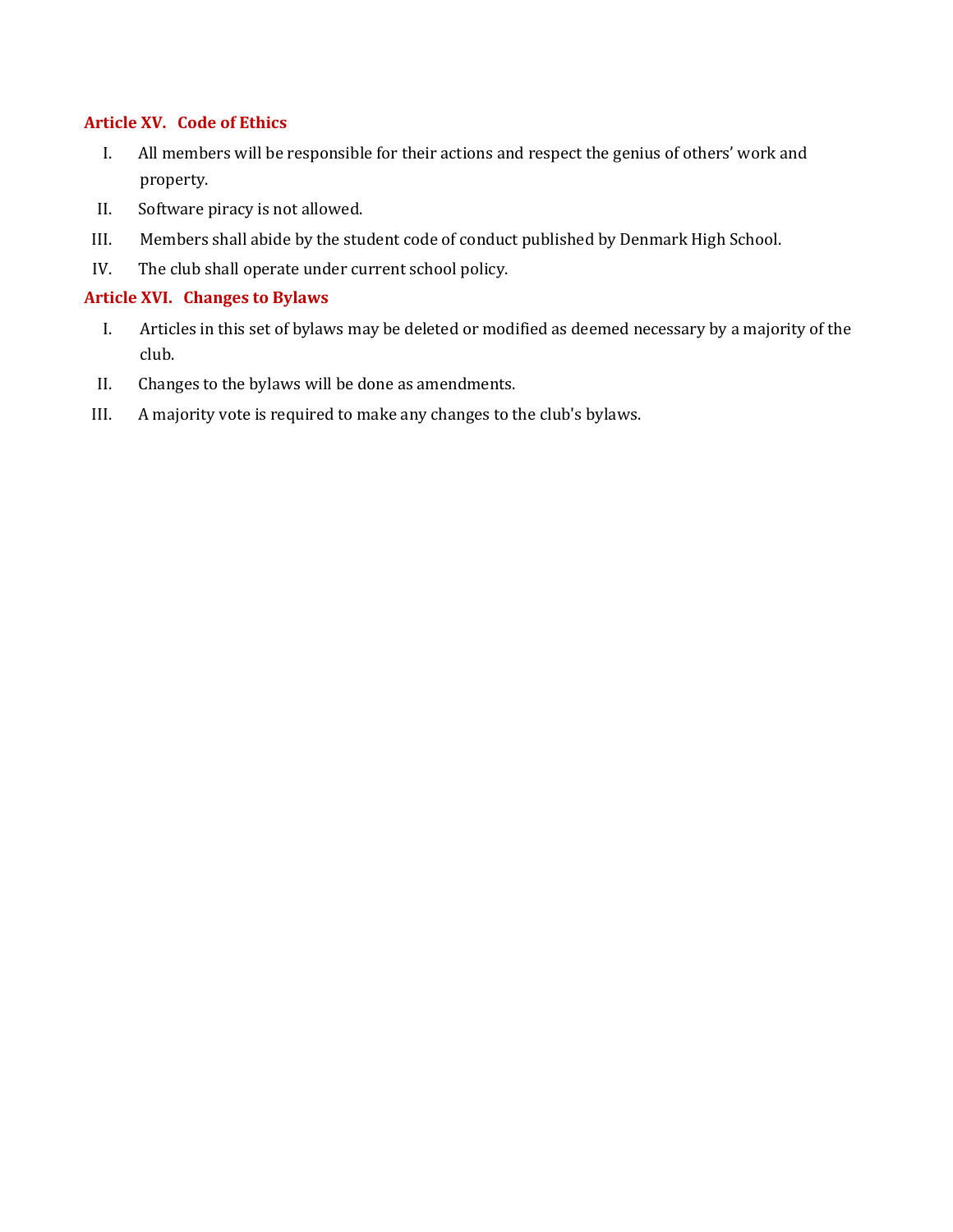## Article XV. Code of Ethics

I. All members will be responsible for their actions and respect the genius of others' work and property.

II. Software piracy is not allowed.

III. Members shall abide by the student code of conduct published by Denmark High School.

IV. The club shall operate under current school policy.

## Article XVI. Changes to Bylaws

I. Articles in this set of bylaws may be deleted or modified as deemed necessary by a majority of the club.

II. Changes to the bylaws will be done as amendments.

III. A majority vote is required to make any changes to the club's bylaws.